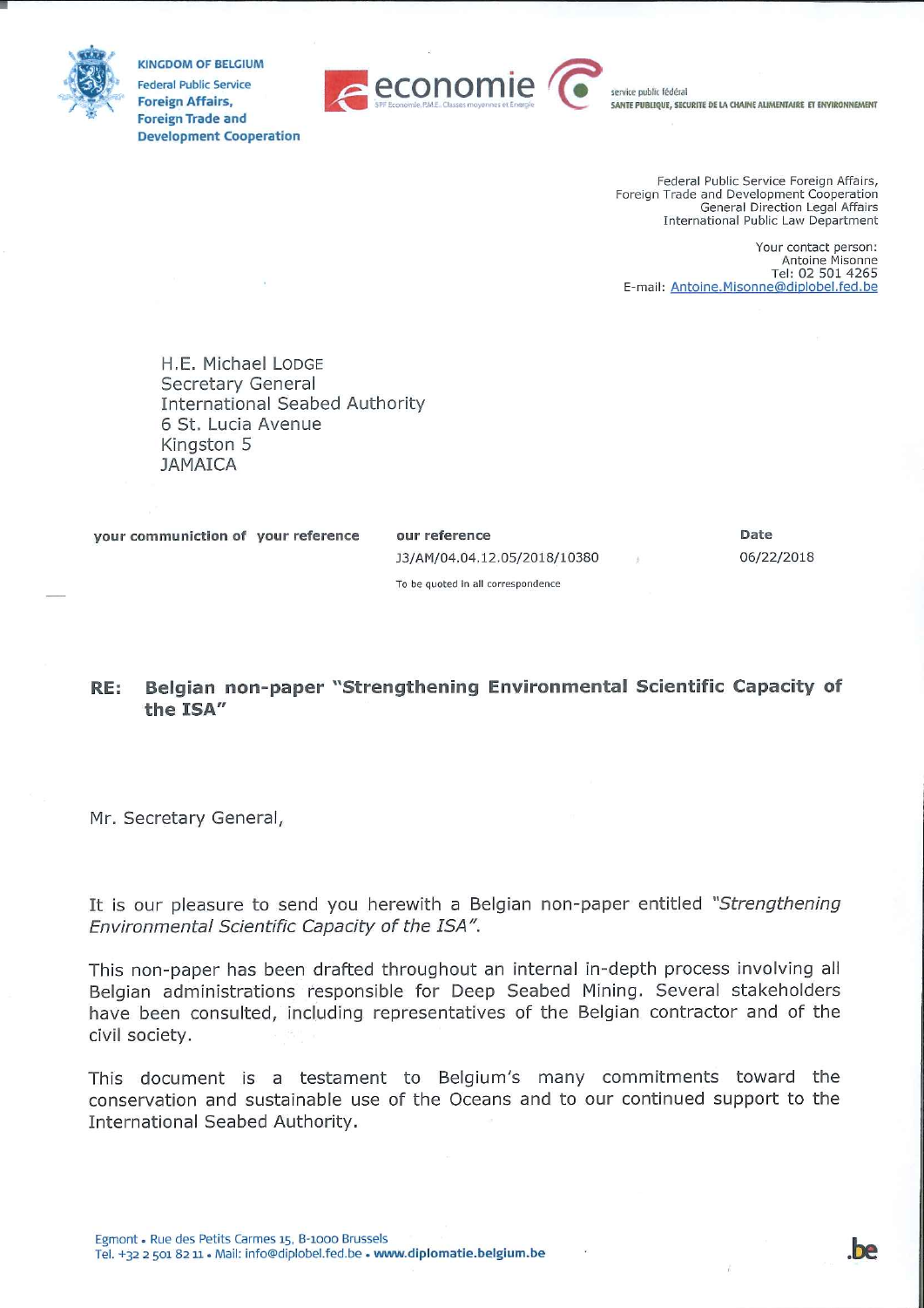KINGDOM OF BELGIUM
Federal Public Service
**Foreign Affairs, Foreign Trade and Development Cooperation**

economie
SPF Economie, P.M.E., Classes moyennes et Energie

service public fédéral
SANTE PUBLIQUE, SECURITE DE LA CHAINE ALIMENTAIRE ET ENVIRONNEMENT

Federal Public Service Foreign Affairs,
Foreign Trade and Development Cooperation
General Direction Legal Affairs
International Public Law Department

Your contact person:
Antoine Misonne
Tel: 02 501 4265
E-mail: Antoine.Misonne@diplobel.fed.be

H.E. Michael LODGE
Secretary General
International Seabed Authority
6 St. Lucia Avenue
Kingston 5
JAMAICA

| your communiction of | your reference | our reference | Date |
|---|---|---|---|
| | | J3/AM/04.04.12.05/2018/10380 | 06/22/2018 |
| | | To be quoted in all correspondence | |

**RE: Belgian non-paper "Strengthening Environmental Scientific Capacity of the ISA"**

Mr. Secretary General,

It is our pleasure to send you herewith a Belgian non-paper entitled *"Strengthening Environmental Scientific Capacity of the ISA"*.

This non-paper has been drafted throughout an internal in-depth process involving all Belgian administrations responsible for Deep Seabed Mining. Several stakeholders have been consulted, including representatives of the Belgian contractor and of the civil society.

This document is a testament to Belgium's many commitments toward the conservation and sustainable use of the Oceans and to our continued support to the International Seabed Authority.

Egmont • Rue des Petits Carmes 15, B-1000 Brussels
Tel. +32 2 501 82 11 • Mail: info@diplobel.fed.be • **www.diplomatie.belgium.be**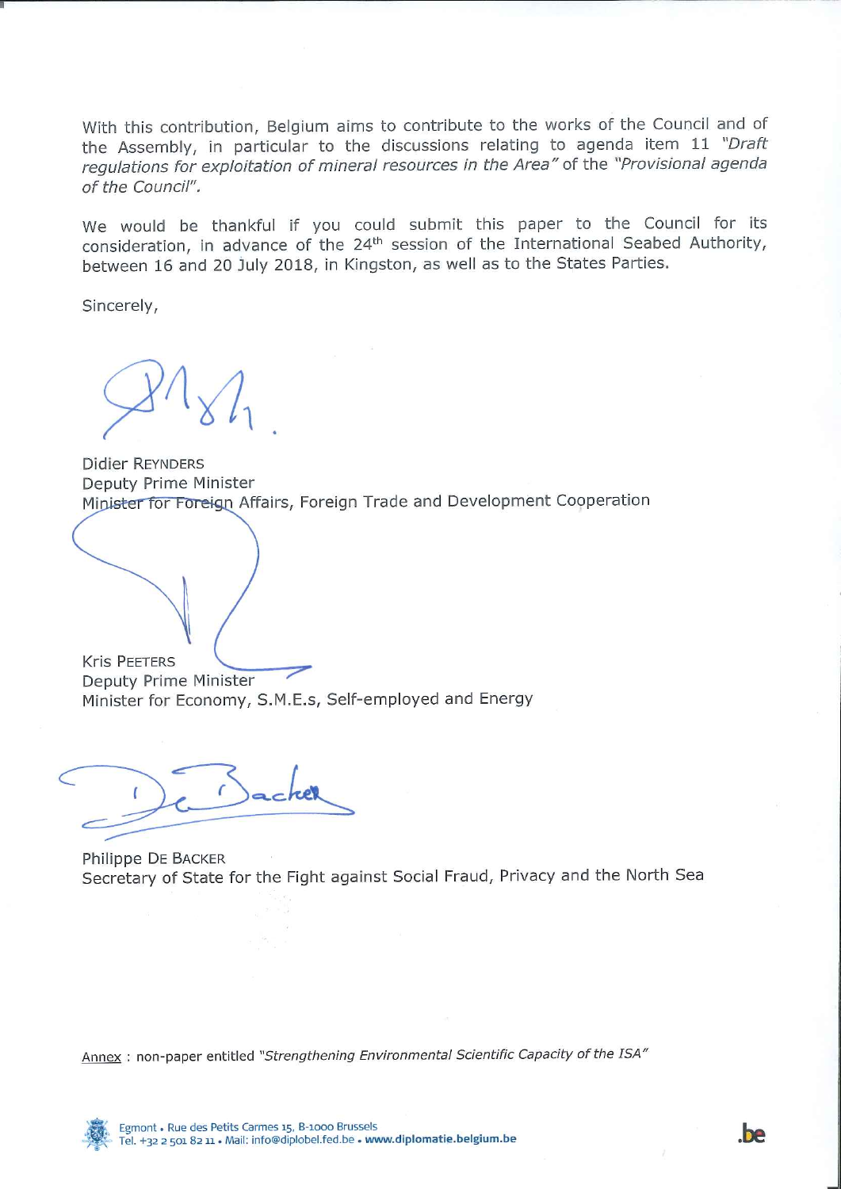With this contribution, Belgium aims to contribute to the works of the Council and of the Assembly, in particular to the discussions relating to agenda item 11 *"Draft regulations for exploitation of mineral resources in the Area"* of the *"Provisional agenda of the Council"*.

We would be thankful if you could submit this paper to the Council for its consideration, in advance of the 24th session of the International Seabed Authority, between 16 and 20 July 2018, in Kingston, as well as to the States Parties.

Sincerely,

Didier REYNDERS
Deputy Prime Minister
Minister for Foreign Affairs, Foreign Trade and Development Cooperation

Kris PEETERS
Deputy Prime Minister
Minister for Economy, S.M.E.s, Self-employed and Energy

Philippe DE BACKER
Secretary of State for the Fight against Social Fraud, Privacy and the North Sea

Annex : non-paper entitled *"Strengthening Environmental Scientific Capacity of the ISA"*

Egmont • Rue des Petits Carmes 15, B-1000 Brussels
Tel. +32 2 501 82 11 • Mail: info@diplobel.fed.be • **www.diplomatie.belgium.be**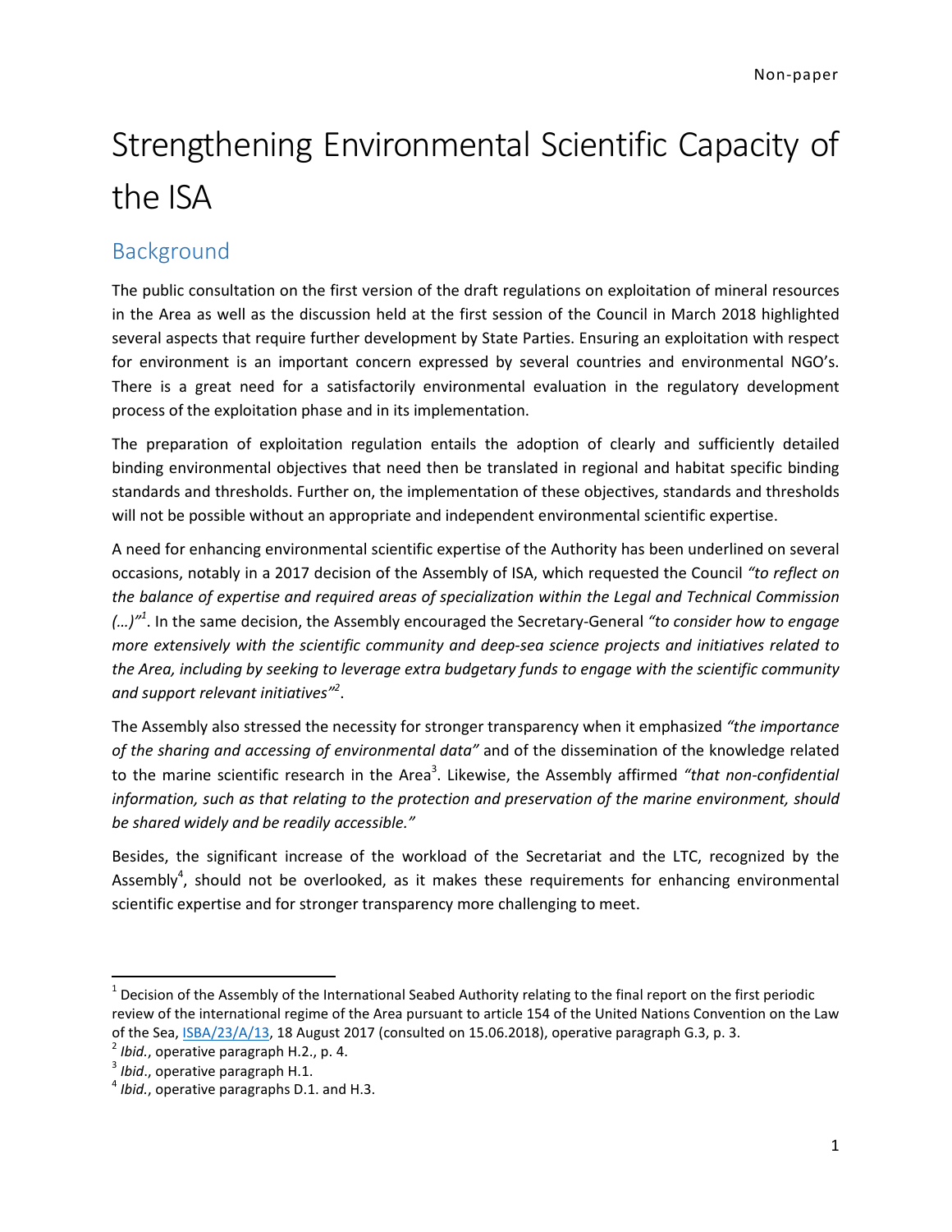Non-paper

# Strengthening Environmental Scientific Capacity of the ISA

## Background

The public consultation on the first version of the draft regulations on exploitation of mineral resources in the Area as well as the discussion held at the first session of the Council in March 2018 highlighted several aspects that require further development by State Parties. Ensuring an exploitation with respect for environment is an important concern expressed by several countries and environmental NGO's. There is a great need for a satisfactorily environmental evaluation in the regulatory development process of the exploitation phase and in its implementation.

The preparation of exploitation regulation entails the adoption of clearly and sufficiently detailed binding environmental objectives that need then be translated in regional and habitat specific binding standards and thresholds. Further on, the implementation of these objectives, standards and thresholds will not be possible without an appropriate and independent environmental scientific expertise.

A need for enhancing environmental scientific expertise of the Authority has been underlined on several occasions, notably in a 2017 decision of the Assembly of ISA, which requested the Council *"to reflect on the balance of expertise and required areas of specialization within the Legal and Technical Commission (…)"*[1]. In the same decision, the Assembly encouraged the Secretary-General *"to consider how to engage more extensively with the scientific community and deep-sea science projects and initiatives related to the Area, including by seeking to leverage extra budgetary funds to engage with the scientific community and support relevant initiatives"*[2].

The Assembly also stressed the necessity for stronger transparency when it emphasized *"the importance of the sharing and accessing of environmental data"* and of the dissemination of the knowledge related to the marine scientific research in the Area[3]. Likewise, the Assembly affirmed *"that non-confidential information, such as that relating to the protection and preservation of the marine environment, should be shared widely and be readily accessible."*

Besides, the significant increase of the workload of the Secretariat and the LTC, recognized by the Assembly[4], should not be overlooked, as it makes these requirements for enhancing environmental scientific expertise and for stronger transparency more challenging to meet.

---

[1] Decision of the Assembly of the International Seabed Authority relating to the final report on the first periodic review of the international regime of the Area pursuant to article 154 of the United Nations Convention on the Law of the Sea, ISBA/23/A/13, 18 August 2017 (consulted on 15.06.2018), operative paragraph G.3, p. 3.

[2] *Ibid.*, operative paragraph H.2., p. 4.

[3] *Ibid.*, operative paragraph H.1.

[4] *Ibid.*, operative paragraphs D.1. and H.3.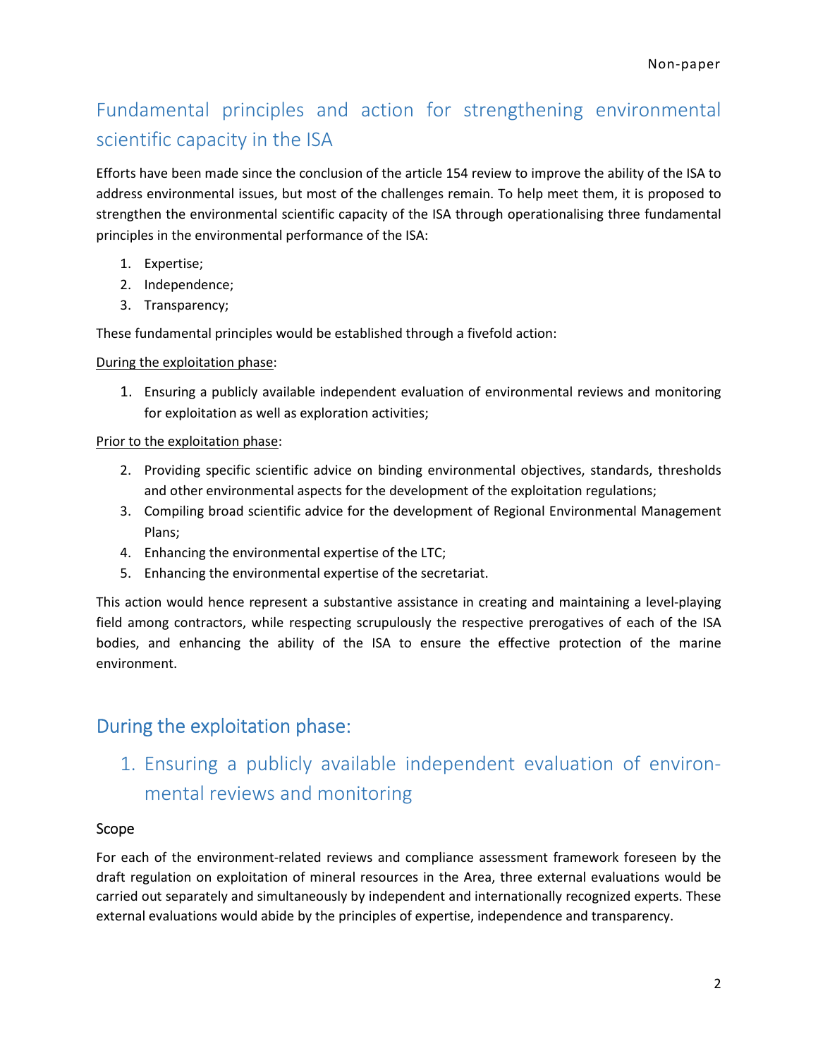# Fundamental principles and action for strengthening environmental scientific capacity in the ISA

Efforts have been made since the conclusion of the article 154 review to improve the ability of the ISA to address environmental issues, but most of the challenges remain. To help meet them, it is proposed to strengthen the environmental scientific capacity of the ISA through operationalising three fundamental principles in the environmental performance of the ISA:

1. Expertise;
2. Independence;
3. Transparency;

These fundamental principles would be established through a fivefold action:

<u>During the exploitation phase</u>:

1. Ensuring a publicly available independent evaluation of environmental reviews and monitoring for exploitation as well as exploration activities;

<u>Prior to the exploitation phase</u>:

2. Providing specific scientific advice on binding environmental objectives, standards, thresholds and other environmental aspects for the development of the exploitation regulations;
3. Compiling broad scientific advice for the development of Regional Environmental Management Plans;
4. Enhancing the environmental expertise of the LTC;
5. Enhancing the environmental expertise of the secretariat.

This action would hence represent a substantive assistance in creating and maintaining a level-playing field among contractors, while respecting scrupulously the respective prerogatives of each of the ISA bodies, and enhancing the ability of the ISA to ensure the effective protection of the marine environment.

## During the exploitation phase:

### 1. Ensuring a publicly available independent evaluation of environmental reviews and monitoring

#### Scope

For each of the environment-related reviews and compliance assessment framework foreseen by the draft regulation on exploitation of mineral resources in the Area, three external evaluations would be carried out separately and simultaneously by independent and internationally recognized experts. These external evaluations would abide by the principles of expertise, independence and transparency.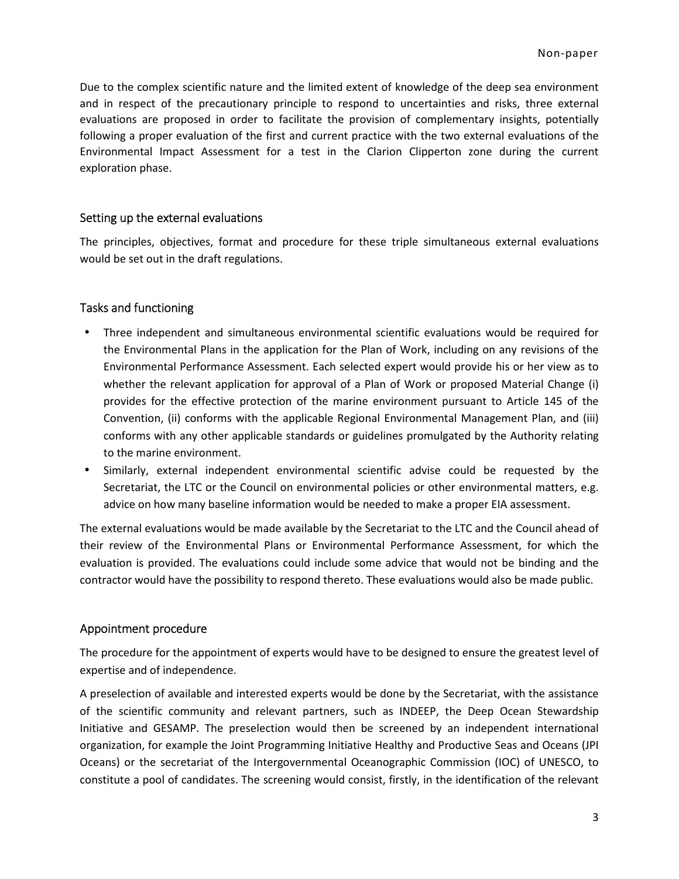Due to the complex scientific nature and the limited extent of knowledge of the deep sea environment and in respect of the precautionary principle to respond to uncertainties and risks, three external evaluations are proposed in order to facilitate the provision of complementary insights, potentially following a proper evaluation of the first and current practice with the two external evaluations of the Environmental Impact Assessment for a test in the Clarion Clipperton zone during the current exploration phase.

## Setting up the external evaluations

The principles, objectives, format and procedure for these triple simultaneous external evaluations would be set out in the draft regulations.

## Tasks and functioning

- Three independent and simultaneous environmental scientific evaluations would be required for the Environmental Plans in the application for the Plan of Work, including on any revisions of the Environmental Performance Assessment. Each selected expert would provide his or her view as to whether the relevant application for approval of a Plan of Work or proposed Material Change (i) provides for the effective protection of the marine environment pursuant to Article 145 of the Convention, (ii) conforms with the applicable Regional Environmental Management Plan, and (iii) conforms with any other applicable standards or guidelines promulgated by the Authority relating to the marine environment.
- Similarly, external independent environmental scientific advise could be requested by the Secretariat, the LTC or the Council on environmental policies or other environmental matters, e.g. advice on how many baseline information would be needed to make a proper EIA assessment.

The external evaluations would be made available by the Secretariat to the LTC and the Council ahead of their review of the Environmental Plans or Environmental Performance Assessment, for which the evaluation is provided. The evaluations could include some advice that would not be binding and the contractor would have the possibility to respond thereto. These evaluations would also be made public.

## Appointment procedure

The procedure for the appointment of experts would have to be designed to ensure the greatest level of expertise and of independence.

A preselection of available and interested experts would be done by the Secretariat, with the assistance of the scientific community and relevant partners, such as INDEEP, the Deep Ocean Stewardship Initiative and GESAMP. The preselection would then be screened by an independent international organization, for example the Joint Programming Initiative Healthy and Productive Seas and Oceans (JPI Oceans) or the secretariat of the Intergovernmental Oceanographic Commission (IOC) of UNESCO, to constitute a pool of candidates. The screening would consist, firstly, in the identification of the relevant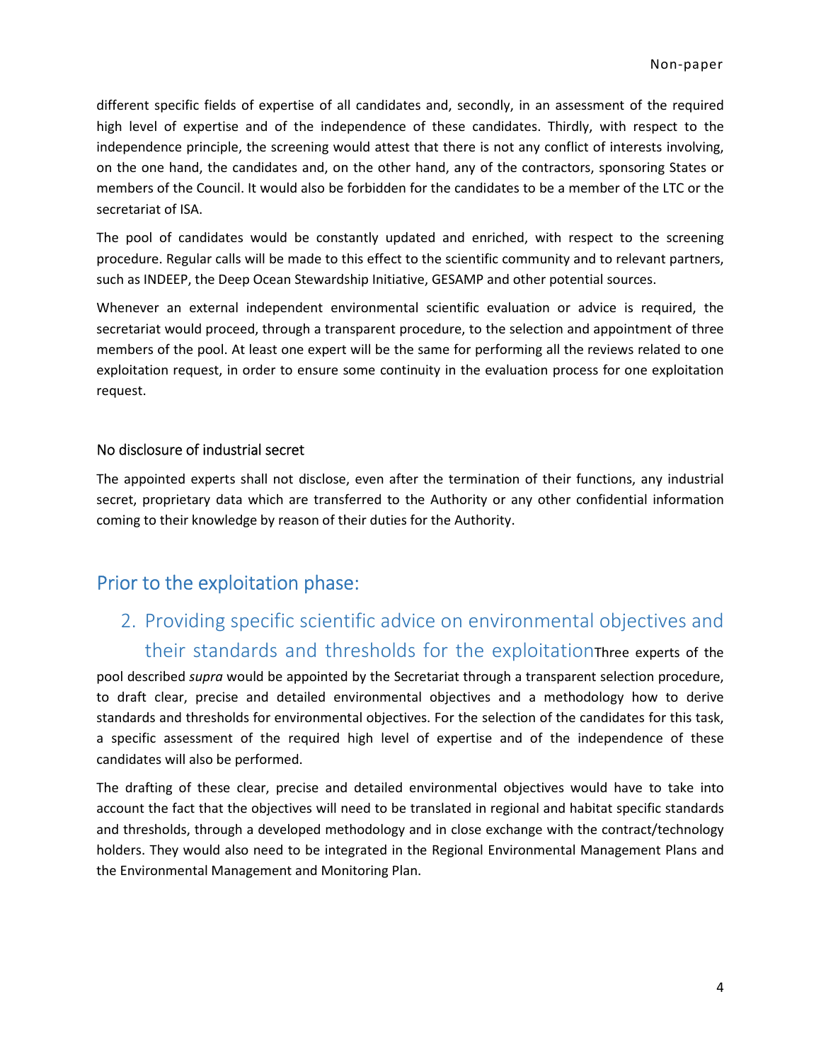different specific fields of expertise of all candidates and, secondly, in an assessment of the required high level of expertise and of the independence of these candidates. Thirdly, with respect to the independence principle, the screening would attest that there is not any conflict of interests involving, on the one hand, the candidates and, on the other hand, any of the contractors, sponsoring States or members of the Council. It would also be forbidden for the candidates to be a member of the LTC or the secretariat of ISA.

The pool of candidates would be constantly updated and enriched, with respect to the screening procedure. Regular calls will be made to this effect to the scientific community and to relevant partners, such as INDEEP, the Deep Ocean Stewardship Initiative, GESAMP and other potential sources.

Whenever an external independent environmental scientific evaluation or advice is required, the secretariat would proceed, through a transparent procedure, to the selection and appointment of three members of the pool. At least one expert will be the same for performing all the reviews related to one exploitation request, in order to ensure some continuity in the evaluation process for one exploitation request.

### No disclosure of industrial secret

The appointed experts shall not disclose, even after the termination of their functions, any industrial secret, proprietary data which are transferred to the Authority or any other confidential information coming to their knowledge by reason of their duties for the Authority.

## Prior to the exploitation phase:

### 2. Providing specific scientific advice on environmental objectives and their standards and thresholds for the exploitation

Three experts of the pool described *supra* would be appointed by the Secretariat through a transparent selection procedure, to draft clear, precise and detailed environmental objectives and a methodology how to derive standards and thresholds for environmental objectives. For the selection of the candidates for this task, a specific assessment of the required high level of expertise and of the independence of these candidates will also be performed.

The drafting of these clear, precise and detailed environmental objectives would have to take into account the fact that the objectives will need to be translated in regional and habitat specific standards and thresholds, through a developed methodology and in close exchange with the contract/technology holders. They would also need to be integrated in the Regional Environmental Management Plans and the Environmental Management and Monitoring Plan.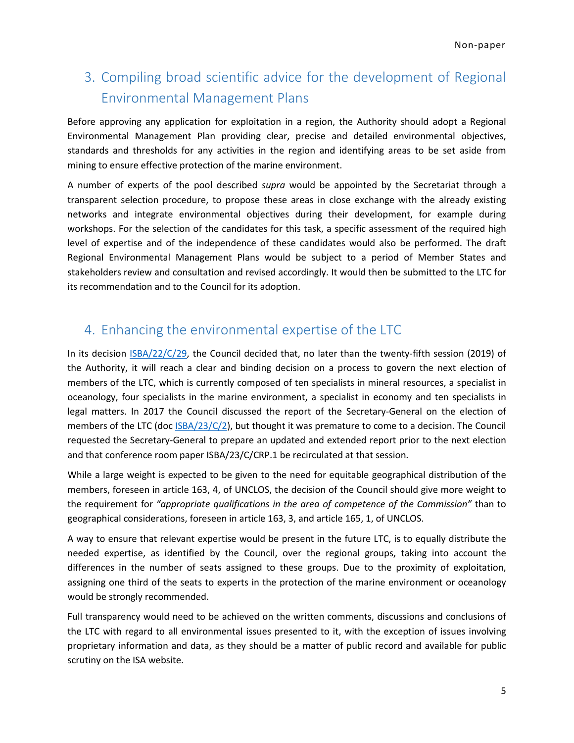## 3. Compiling broad scientific advice for the development of Regional Environmental Management Plans

Before approving any application for exploitation in a region, the Authority should adopt a Regional Environmental Management Plan providing clear, precise and detailed environmental objectives, standards and thresholds for any activities in the region and identifying areas to be set aside from mining to ensure effective protection of the marine environment.

A number of experts of the pool described *supra* would be appointed by the Secretariat through a transparent selection procedure, to propose these areas in close exchange with the already existing networks and integrate environmental objectives during their development, for example during workshops. For the selection of the candidates for this task, a specific assessment of the required high level of expertise and of the independence of these candidates would also be performed. The draft Regional Environmental Management Plans would be subject to a period of Member States and stakeholders review and consultation and revised accordingly. It would then be submitted to the LTC for its recommendation and to the Council for its adoption.

## 4. Enhancing the environmental expertise of the LTC

In its decision ISBA/22/C/29, the Council decided that, no later than the twenty-fifth session (2019) of the Authority, it will reach a clear and binding decision on a process to govern the next election of members of the LTC, which is currently composed of ten specialists in mineral resources, a specialist in oceanology, four specialists in the marine environment, a specialist in economy and ten specialists in legal matters. In 2017 the Council discussed the report of the Secretary-General on the election of members of the LTC (doc ISBA/23/C/2), but thought it was premature to come to a decision. The Council requested the Secretary-General to prepare an updated and extended report prior to the next election and that conference room paper ISBA/23/C/CRP.1 be recirculated at that session.

While a large weight is expected to be given to the need for equitable geographical distribution of the members, foreseen in article 163, 4, of UNCLOS, the decision of the Council should give more weight to the requirement for *"appropriate qualifications in the area of competence of the Commission"* than to geographical considerations, foreseen in article 163, 3, and article 165, 1, of UNCLOS.

A way to ensure that relevant expertise would be present in the future LTC, is to equally distribute the needed expertise, as identified by the Council, over the regional groups, taking into account the differences in the number of seats assigned to these groups. Due to the proximity of exploitation, assigning one third of the seats to experts in the protection of the marine environment or oceanology would be strongly recommended.

Full transparency would need to be achieved on the written comments, discussions and conclusions of the LTC with regard to all environmental issues presented to it, with the exception of issues involving proprietary information and data, as they should be a matter of public record and available for public scrutiny on the ISA website.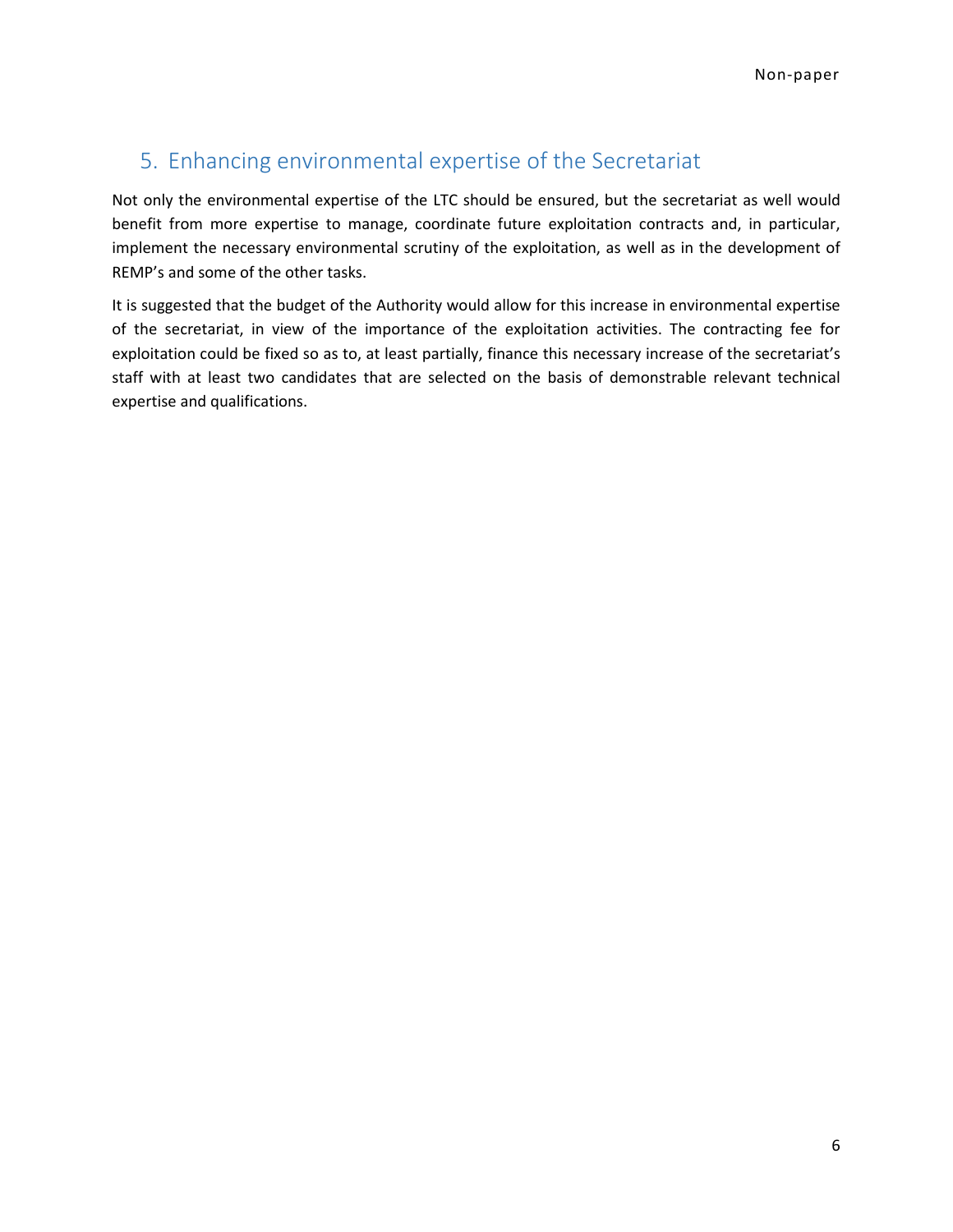## 5. Enhancing environmental expertise of the Secretariat

Not only the environmental expertise of the LTC should be ensured, but the secretariat as well would benefit from more expertise to manage, coordinate future exploitation contracts and, in particular, implement the necessary environmental scrutiny of the exploitation, as well as in the development of REMP's and some of the other tasks.

It is suggested that the budget of the Authority would allow for this increase in environmental expertise of the secretariat, in view of the importance of the exploitation activities. The contracting fee for exploitation could be fixed so as to, at least partially, finance this necessary increase of the secretariat's staff with at least two candidates that are selected on the basis of demonstrable relevant technical expertise and qualifications.